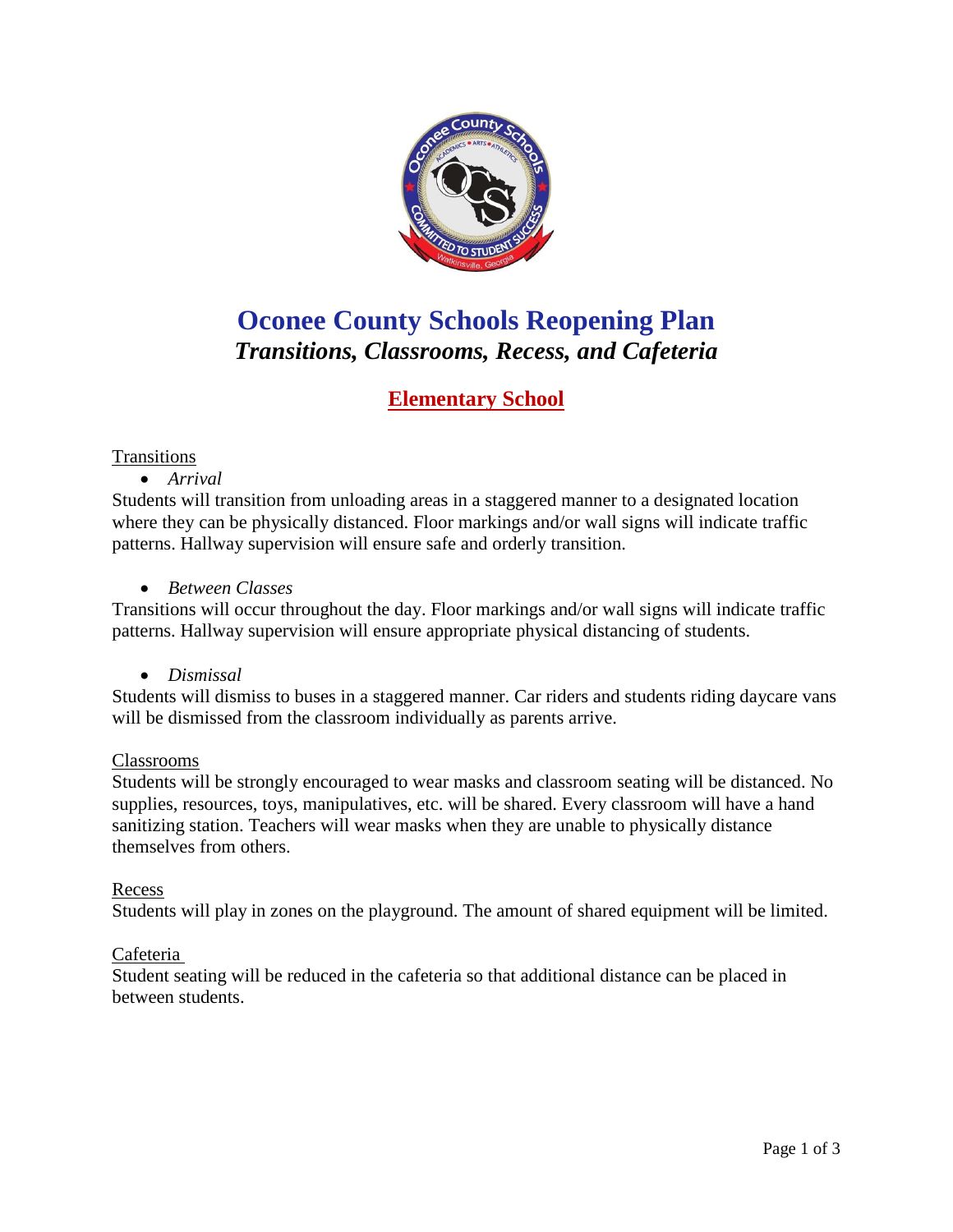# Oconee County Schools Reopening Plan

## *Transitions, Classrooms, Recess, and Cafeteria*

### Elementary School

Transitions

- *Arrival*

Students will transition from unloading areas in a staggered manner to a designated location where they can be physically distanced. Floor markings and/or wall signs will indicate traffic patterns. Hallway supervision will ensure safe and orderly transition.

- *Between Classes*

Transitions will occur throughout the day. Floor markings and/or wall signs will indicate traffic patterns. Hallway supervision will ensure appropriate physical distancing of students.

- *Dismissal*

Students will dismiss to buses in a staggered manner. Car riders and students riding daycare vans will be dismissed from the classroom individually as parents arrive.

Classrooms

Students will be strongly encouraged to wear masks and classroom seating will be distanced. No supplies, resources, toys, manipulatives, etc. will be shared. Every classroom will have a hand sanitizing station. Teachers will wear masks when they are unable to physically distance themselves from others.

Recess

Students will play in zones on the playground. The amount of shared equipment will be limited.

Cafeteria

Student seating will be reduced in the cafeteria so that additional distance can be placed in between students.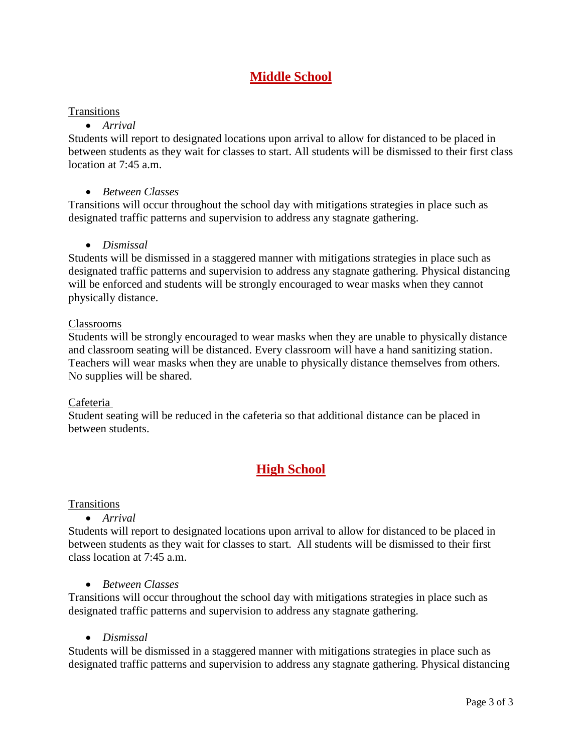## Middle School

Transitions

- *Arrival*

Students will report to designated locations upon arrival to allow for distanced to be placed in between students as they wait for classes to start. All students will be dismissed to their first class location at 7:45 a.m.

- *Between Classes*

Transitions will occur throughout the school day with mitigations strategies in place such as designated traffic patterns and supervision to address any stagnate gathering.

- *Dismissal*

Students will be dismissed in a staggered manner with mitigations strategies in place such as designated traffic patterns and supervision to address any stagnate gathering. Physical distancing will be enforced and students will be strongly encouraged to wear masks when they cannot physically distance.

Classrooms

Students will be strongly encouraged to wear masks when they are unable to physically distance and classroom seating will be distanced. Every classroom will have a hand sanitizing station. Teachers will wear masks when they are unable to physically distance themselves from others. No supplies will be shared.

Cafeteria

Student seating will be reduced in the cafeteria so that additional distance can be placed in between students.

## High School

Transitions

- *Arrival*

Students will report to designated locations upon arrival to allow for distanced to be placed in between students as they wait for classes to start. All students will be dismissed to their first class location at 7:45 a.m.

- *Between Classes*

Transitions will occur throughout the school day with mitigations strategies in place such as designated traffic patterns and supervision to address any stagnate gathering.

- *Dismissal*

Students will be dismissed in a staggered manner with mitigations strategies in place such as designated traffic patterns and supervision to address any stagnate gathering. Physical distancing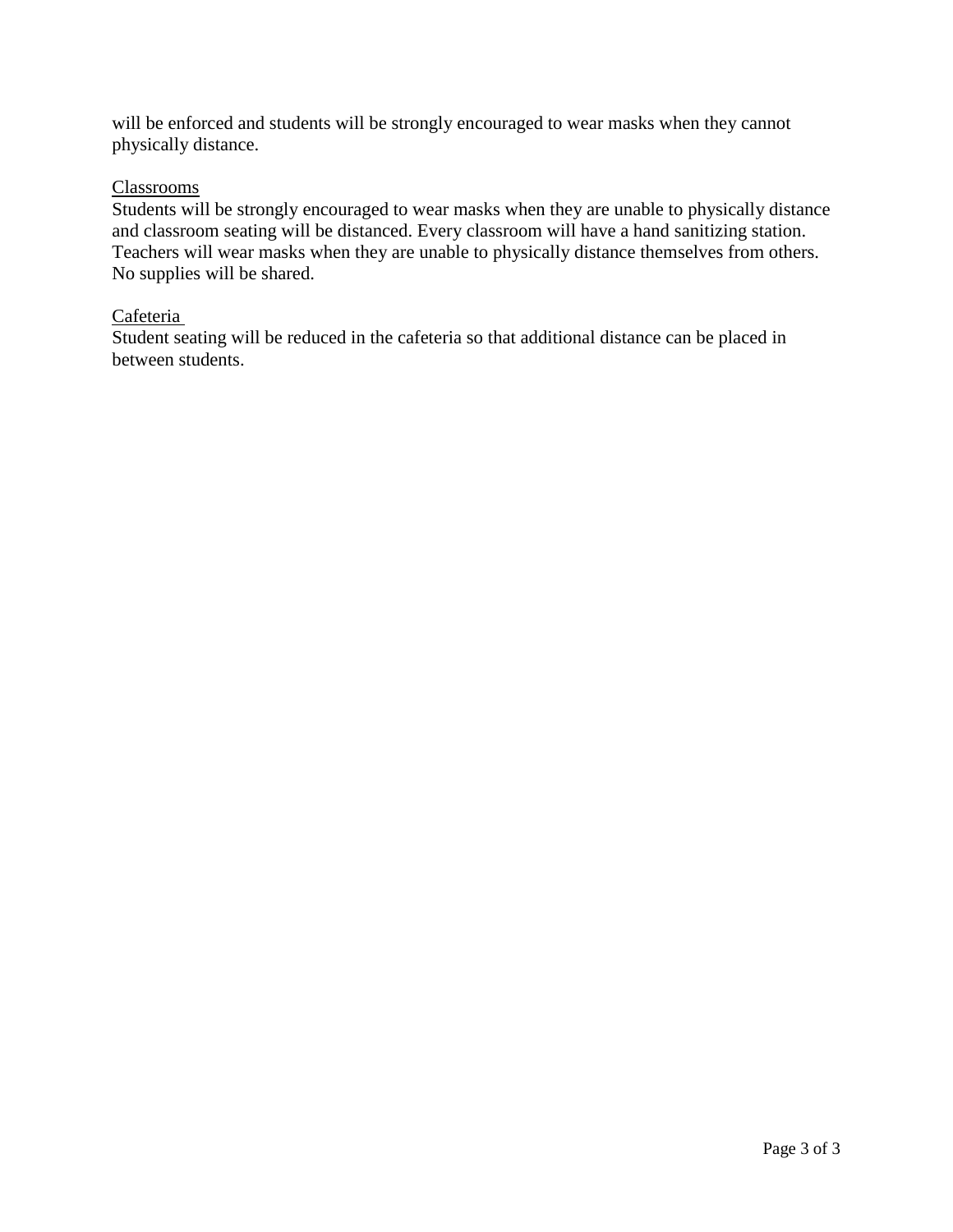will be enforced and students will be strongly encouraged to wear masks when they cannot physically distance.

<u>Classrooms</u>
Students will be strongly encouraged to wear masks when they are unable to physically distance and classroom seating will be distanced. Every classroom will have a hand sanitizing station. Teachers will wear masks when they are unable to physically distance themselves from others. No supplies will be shared.

<u>Cafeteria</u>
Student seating will be reduced in the cafeteria so that additional distance can be placed in between students.